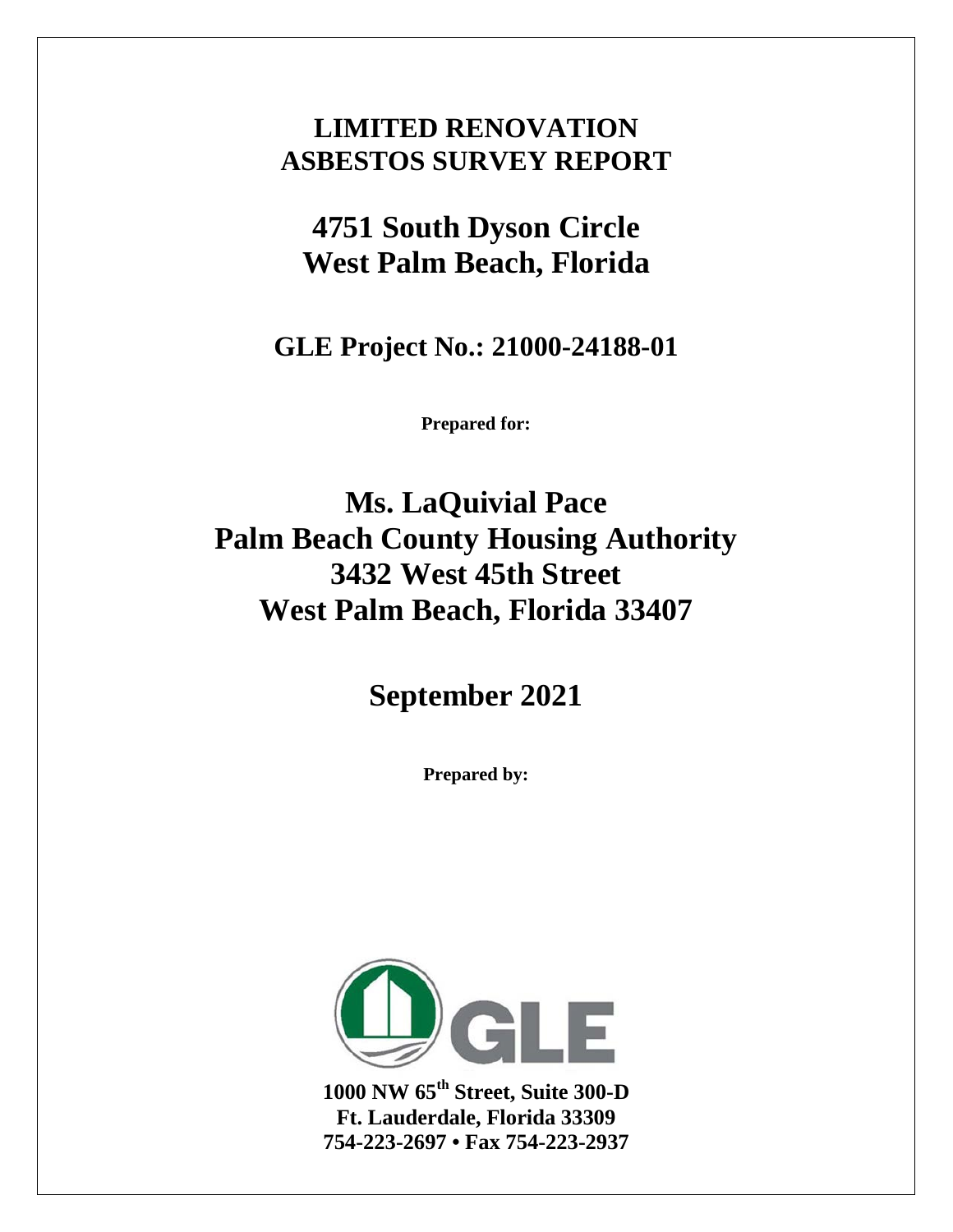# LIMITED RENOVATION ASBESTOS SURVEY REPORT

## 4751 South Dyson Circle
## West Palm Beach, Florida

### GLE Project No.: 21000-24188-01

**Prepared for:**

## Ms. LaQuivial Pace
## Palm Beach County Housing Authority
## 3432 West 45th Street
## West Palm Beach, Florida 33407

## September 2021

**Prepared by:**

GLE

**1000 NW 65th Street, Suite 300-D**
**Ft. Lauderdale, Florida 33309**
**754-223-2697 • Fax 754-223-2937**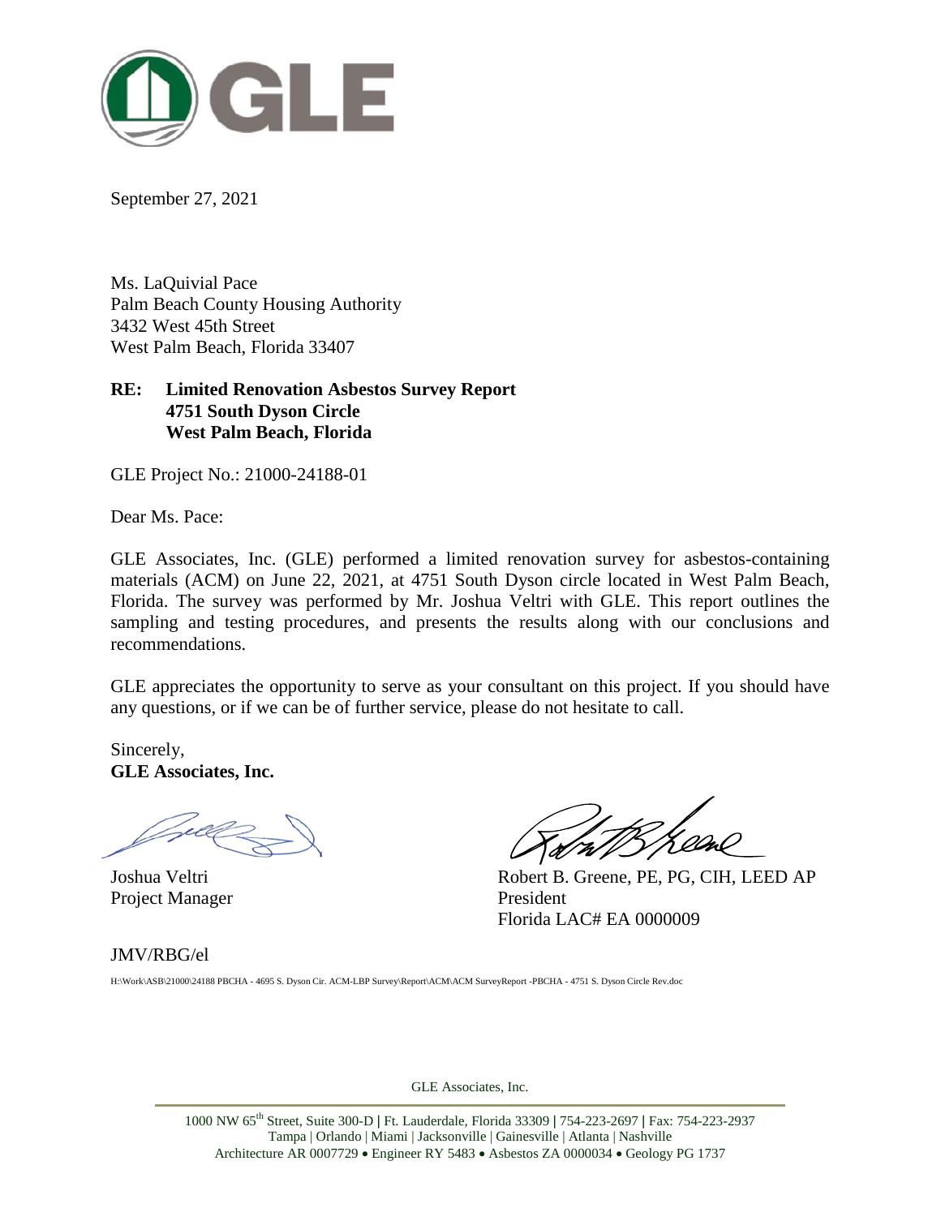September 27, 2021

Ms. LaQuivial Pace
Palm Beach County Housing Authority
3432 West 45th Street
West Palm Beach, Florida 33407

**RE: Limited Renovation Asbestos Survey Report**
**4751 South Dyson Circle**
**West Palm Beach, Florida**

GLE Project No.: 21000-24188-01

Dear Ms. Pace:

GLE Associates, Inc. (GLE) performed a limited renovation survey for asbestos-containing materials (ACM) on June 22, 2021, at 4751 South Dyson circle located in West Palm Beach, Florida. The survey was performed by Mr. Joshua Veltri with GLE. This report outlines the sampling and testing procedures, and presents the results along with our conclusions and recommendations.

GLE appreciates the opportunity to serve as your consultant on this project. If you should have any questions, or if we can be of further service, please do not hesitate to call.

Sincerely,
**GLE Associates, Inc.**

Joshua Veltri
Project Manager

Robert B. Greene, PE, PG, CIH, LEED AP
President
Florida LAC# EA 0000009

JMV/RBG/el

H:\Work\ASB\21000\24188 PBCHA - 4695 S. Dyson Cir. ACM-LBP Survey\Report\ACM\ACM SurveyReport -PBCHA - 4751 S. Dyson Circle Rev.doc

GLE Associates, Inc.

1000 NW 65th Street, Suite 300-D | Ft. Lauderdale, Florida 33309 | 754-223-2697 | Fax: 754-223-2937
Tampa | Orlando | Miami | Jacksonville | Gainesville | Atlanta | Nashville
Architecture AR 0007729 • Engineer RY 5483 • Asbestos ZA 0000034 • Geology PG 1737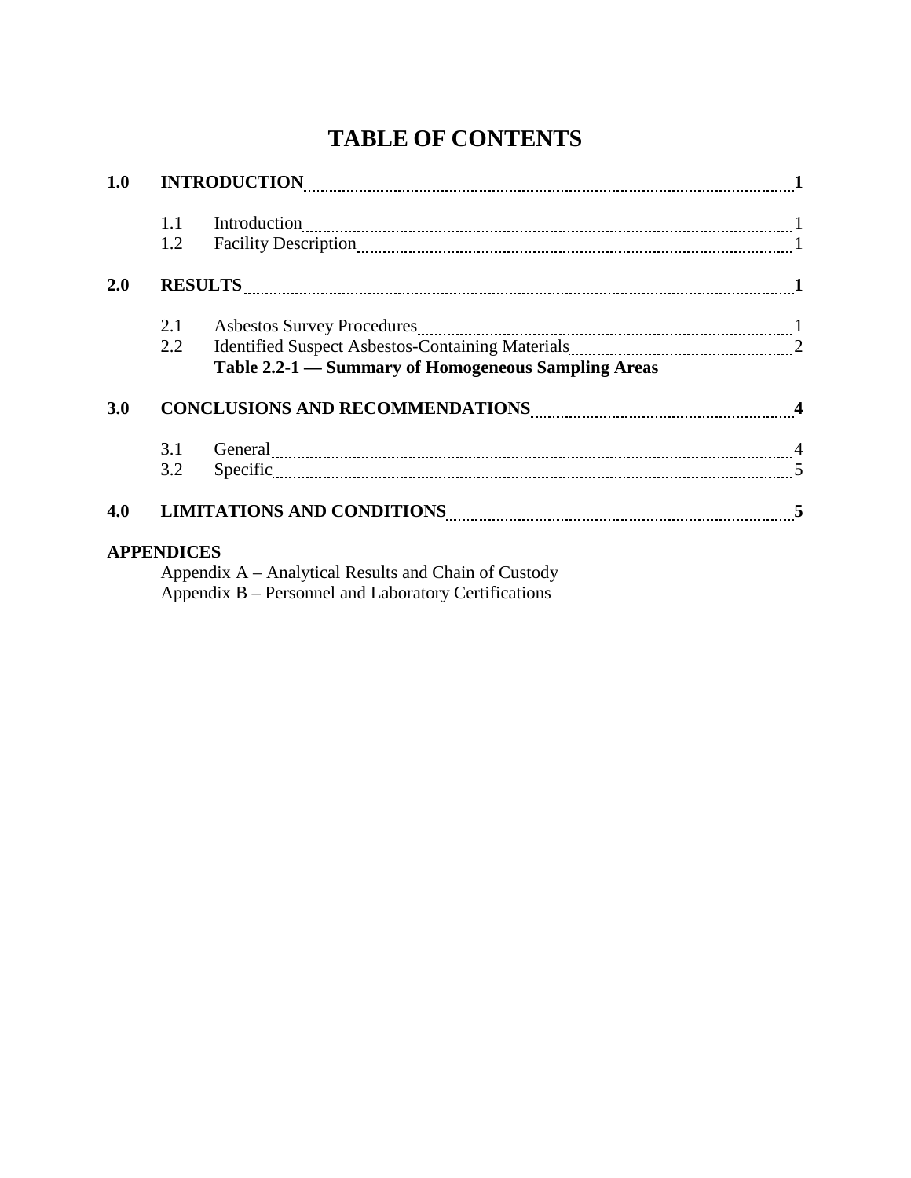# TABLE OF CONTENTS

| | | | |
|---|---|---|---|
| **1.0** | **INTRODUCTION** | | **1** |
| | 1.1 | Introduction | 1 |
| | 1.2 | Facility Description | 1 |
| **2.0** | **RESULTS** | | **1** |
| | 2.1 | Asbestos Survey Procedures | 1 |
| | 2.2 | Identified Suspect Asbestos-Containing Materials | 2 |
| | | **Table 2.2-1 — Summary of Homogeneous Sampling Areas** | |
| **3.0** | **CONCLUSIONS AND RECOMMENDATIONS** | | **4** |
| | 3.1 | General | 4 |
| | 3.2 | Specific | 5 |
| **4.0** | **LIMITATIONS AND CONDITIONS** | | **5** |

**APPENDICES**

Appendix A – Analytical Results and Chain of Custody
Appendix B – Personnel and Laboratory Certifications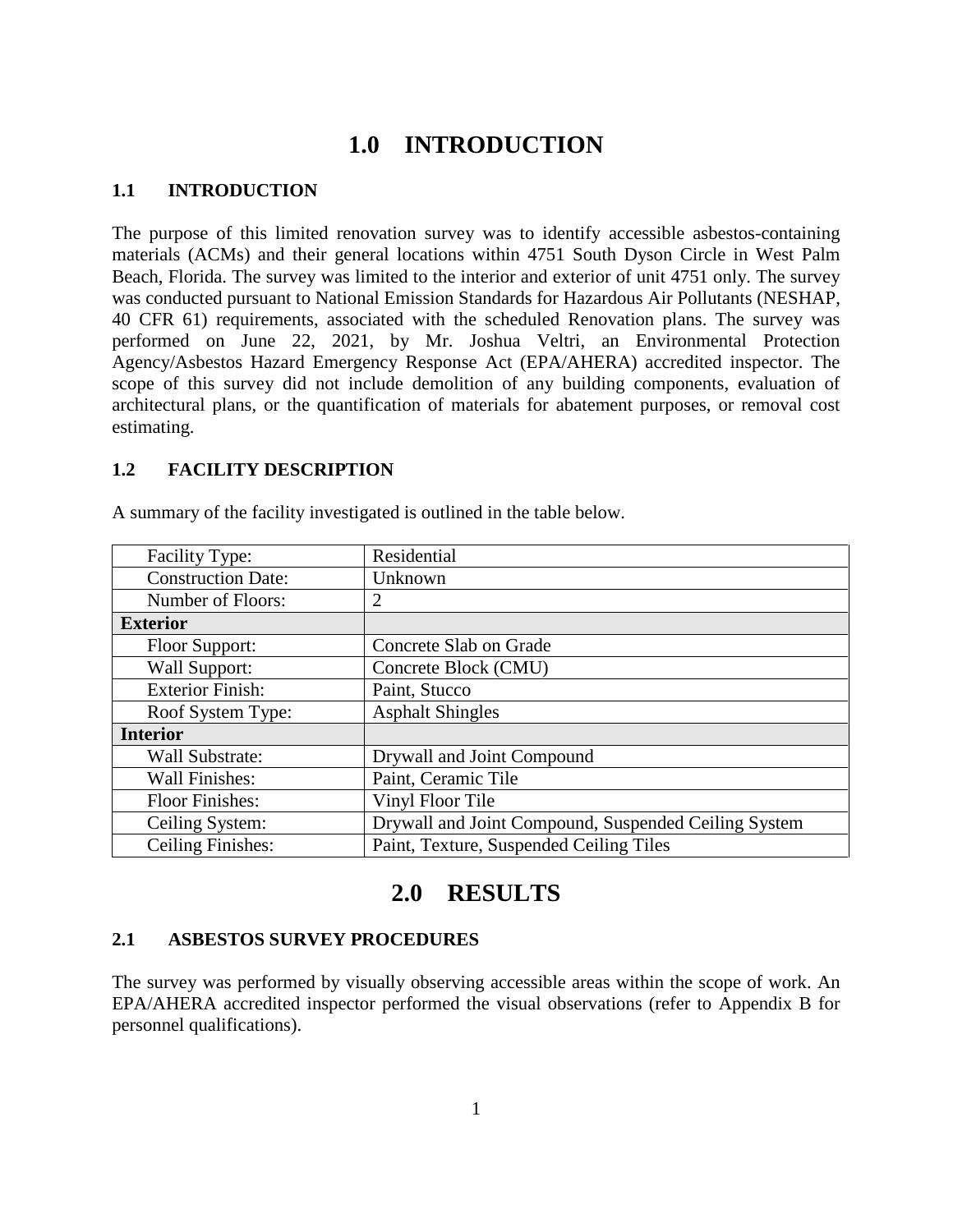# 1.0 INTRODUCTION

## 1.1 INTRODUCTION

The purpose of this limited renovation survey was to identify accessible asbestos-containing materials (ACMs) and their general locations within 4751 South Dyson Circle in West Palm Beach, Florida. The survey was limited to the interior and exterior of unit 4751 only. The survey was conducted pursuant to National Emission Standards for Hazardous Air Pollutants (NESHAP, 40 CFR 61) requirements, associated with the scheduled Renovation plans. The survey was performed on June 22, 2021, by Mr. Joshua Veltri, an Environmental Protection Agency/Asbestos Hazard Emergency Response Act (EPA/AHERA) accredited inspector. The scope of this survey did not include demolition of any building components, evaluation of architectural plans, or the quantification of materials for abatement purposes, or removal cost estimating.

## 1.2 FACILITY DESCRIPTION

A summary of the facility investigated is outlined in the table below.

| | |
|---|---|
| Facility Type: | Residential |
| Construction Date: | Unknown |
| Number of Floors: | 2 |
| **Exterior** | |
| Floor Support: | Concrete Slab on Grade |
| Wall Support: | Concrete Block (CMU) |
| Exterior Finish: | Paint, Stucco |
| Roof System Type: | Asphalt Shingles |
| **Interior** | |
| Wall Substrate: | Drywall and Joint Compound |
| Wall Finishes: | Paint, Ceramic Tile |
| Floor Finishes: | Vinyl Floor Tile |
| Ceiling System: | Drywall and Joint Compound, Suspended Ceiling System |
| Ceiling Finishes: | Paint, Texture, Suspended Ceiling Tiles |

# 2.0 RESULTS

## 2.1 ASBESTOS SURVEY PROCEDURES

The survey was performed by visually observing accessible areas within the scope of work. An EPA/AHERA accredited inspector performed the visual observations (refer to Appendix B for personnel qualifications).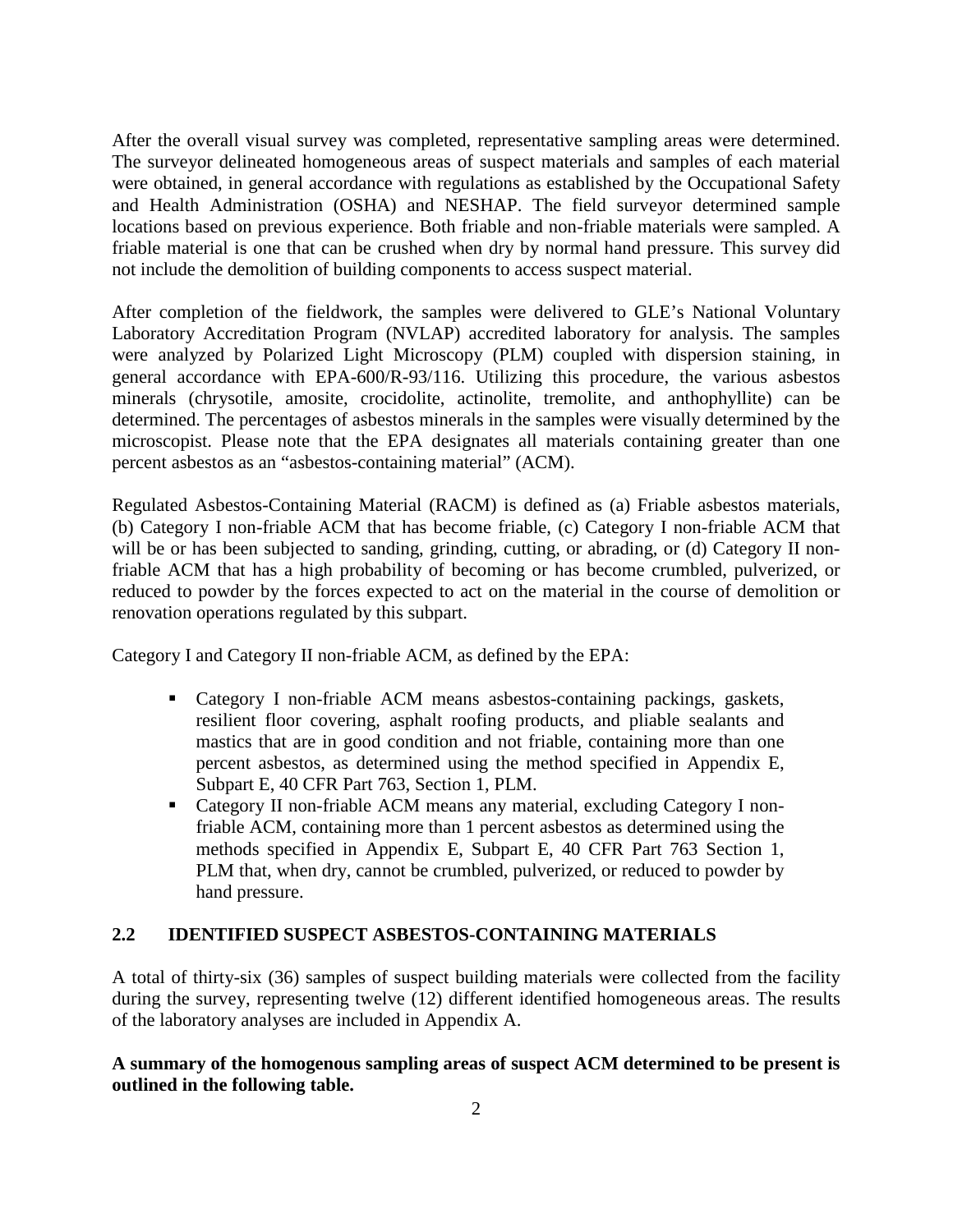After the overall visual survey was completed, representative sampling areas were determined. The surveyor delineated homogeneous areas of suspect materials and samples of each material were obtained, in general accordance with regulations as established by the Occupational Safety and Health Administration (OSHA) and NESHAP. The field surveyor determined sample locations based on previous experience. Both friable and non-friable materials were sampled. A friable material is one that can be crushed when dry by normal hand pressure. This survey did not include the demolition of building components to access suspect material.

After completion of the fieldwork, the samples were delivered to GLE's National Voluntary Laboratory Accreditation Program (NVLAP) accredited laboratory for analysis. The samples were analyzed by Polarized Light Microscopy (PLM) coupled with dispersion staining, in general accordance with EPA-600/R-93/116. Utilizing this procedure, the various asbestos minerals (chrysotile, amosite, crocidolite, actinolite, tremolite, and anthophyllite) can be determined. The percentages of asbestos minerals in the samples were visually determined by the microscopist. Please note that the EPA designates all materials containing greater than one percent asbestos as an "asbestos-containing material" (ACM).

Regulated Asbestos-Containing Material (RACM) is defined as (a) Friable asbestos materials, (b) Category I non-friable ACM that has become friable, (c) Category I non-friable ACM that will be or has been subjected to sanding, grinding, cutting, or abrading, or (d) Category II non-friable ACM that has a high probability of becoming or has become crumbled, pulverized, or reduced to powder by the forces expected to act on the material in the course of demolition or renovation operations regulated by this subpart.

Category I and Category II non-friable ACM, as defined by the EPA:

- Category I non-friable ACM means asbestos-containing packings, gaskets, resilient floor covering, asphalt roofing products, and pliable sealants and mastics that are in good condition and not friable, containing more than one percent asbestos, as determined using the method specified in Appendix E, Subpart E, 40 CFR Part 763, Section 1, PLM.
- Category II non-friable ACM means any material, excluding Category I non-friable ACM, containing more than 1 percent asbestos as determined using the methods specified in Appendix E, Subpart E, 40 CFR Part 763 Section 1, PLM that, when dry, cannot be crumbled, pulverized, or reduced to powder by hand pressure.

## 2.2 IDENTIFIED SUSPECT ASBESTOS-CONTAINING MATERIALS

A total of thirty-six (36) samples of suspect building materials were collected from the facility during the survey, representing twelve (12) different identified homogeneous areas. The results of the laboratory analyses are included in Appendix A.

**A summary of the homogenous sampling areas of suspect ACM determined to be present is outlined in the following table.**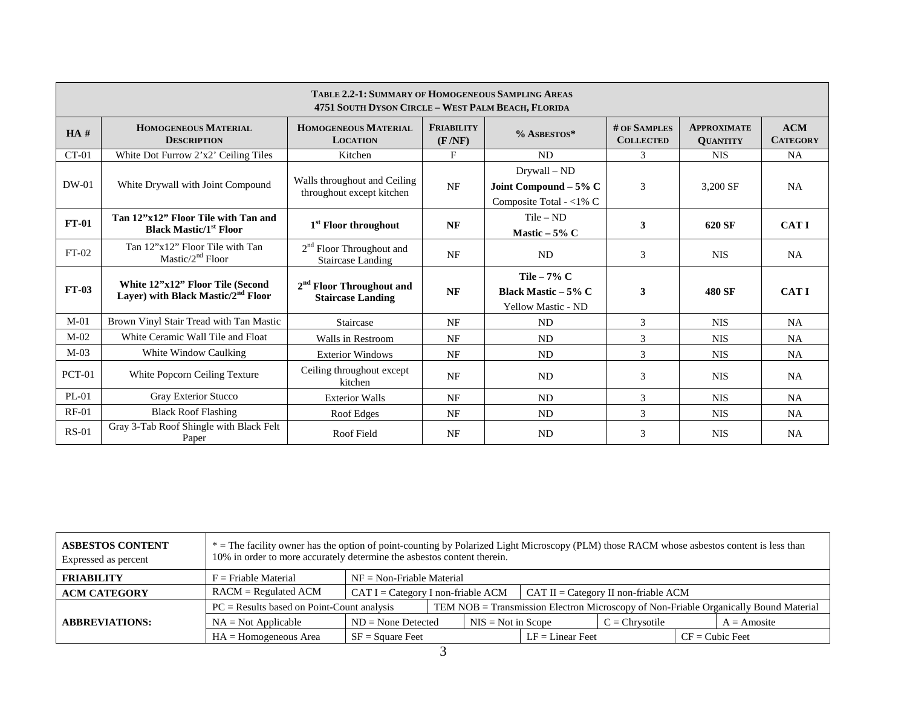**TABLE 2.2-1: SUMMARY OF HOMOGENEOUS SAMPLING AREAS**
**4751 SOUTH DYSON CIRCLE – WEST PALM BEACH, FLORIDA**

| HA # | HOMOGENEOUS MATERIAL DESCRIPTION | HOMOGENEOUS MATERIAL LOCATION | FRIABILITY (F /NF) | % ASBESTOS* | # OF SAMPLES COLLECTED | APPROXIMATE QUANTITY | ACM CATEGORY |
|---|---|---|---|---|---|---|---|
| CT-01 | White Dot Furrow 2'x2' Ceiling Tiles | Kitchen | F | ND | 3 | NIS | NA |
| DW-01 | White Drywall with Joint Compound | Walls throughout and Ceiling throughout except kitchen | NF | Drywall – ND<br>**Joint Compound – 5% C**<br>Composite Total - <1% C | 3 | 3,200 SF | NA |
| **FT-01** | **Tan 12"x12" Floor Tile with Tan and Black Mastic/1st Floor** | **1st Floor throughout** | **NF** | Tile – ND<br>**Mastic – 5% C** | **3** | **620 SF** | **CAT I** |
| FT-02 | Tan 12"x12" Floor Tile with Tan Mastic/2nd Floor | 2nd Floor Throughout and Staircase Landing | NF | ND | 3 | NIS | NA |
| **FT-03** | **White 12"x12" Floor Tile (Second Layer) with Black Mastic/2nd Floor** | **2nd Floor Throughout and Staircase Landing** | **NF** | **Tile – 7% C**<br>**Black Mastic – 5% C**<br>Yellow Mastic - ND | **3** | **480 SF** | **CAT I** |
| M-01 | Brown Vinyl Stair Tread with Tan Mastic | Staircase | NF | ND | 3 | NIS | NA |
| M-02 | White Ceramic Wall Tile and Float | Walls in Restroom | NF | ND | 3 | NIS | NA |
| M-03 | White Window Caulking | Exterior Windows | NF | ND | 3 | NIS | NA |
| PCT-01 | White Popcorn Ceiling Texture | Ceiling throughout except kitchen | NF | ND | 3 | NIS | NA |
| PL-01 | Gray Exterior Stucco | Exterior Walls | NF | ND | 3 | NIS | NA |
| RF-01 | Black Roof Flashing | Roof Edges | NF | ND | 3 | NIS | NA |
| RS-01 | Gray 3-Tab Roof Shingle with Black Felt Paper | Roof Field | NF | ND | 3 | NIS | NA |

| | | | | | |
|---|---|---|---|---|---|
| **ASBESTOS CONTENT** Expressed as percent | * = The facility owner has the option of point-counting by Polarized Light Microscopy (PLM) those RACM whose asbestos content is less than 10% in order to more accurately determine the asbestos content therein. | | | | |
| **FRIABILITY** | F = Friable Material | NF = Non-Friable Material | | | |
| **ACM CATEGORY** | RACM = Regulated ACM | CAT I = Category I non-friable ACM | CAT II = Category II non-friable ACM | | |
| **ABBREVIATIONS:** | PC = Results based on Point-Count analysis | TEM NOB = Transmission Electron Microscopy of Non-Friable Organically Bound Material | | | |
| | NA = Not Applicable | ND = None Detected | NIS = Not in Scope | C = Chrysotile | A = Amosite |
| | HA = Homogeneous Area | SF = Square Feet | LF = Linear Feet | CF = Cubic Feet | |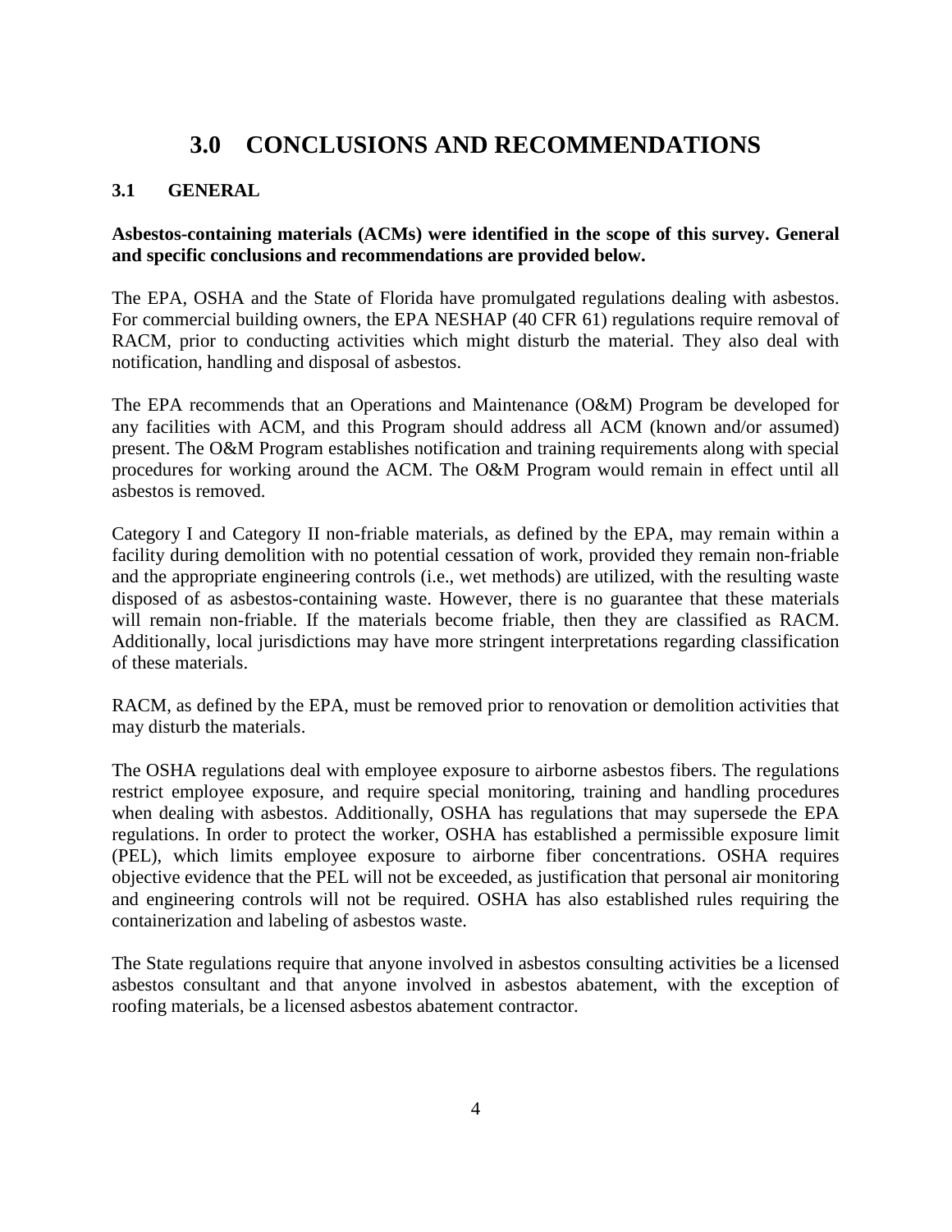# 3.0 CONCLUSIONS AND RECOMMENDATIONS

## 3.1 GENERAL

**Asbestos-containing materials (ACMs) were identified in the scope of this survey. General and specific conclusions and recommendations are provided below.**

The EPA, OSHA and the State of Florida have promulgated regulations dealing with asbestos. For commercial building owners, the EPA NESHAP (40 CFR 61) regulations require removal of RACM, prior to conducting activities which might disturb the material. They also deal with notification, handling and disposal of asbestos.

The EPA recommends that an Operations and Maintenance (O&M) Program be developed for any facilities with ACM, and this Program should address all ACM (known and/or assumed) present. The O&M Program establishes notification and training requirements along with special procedures for working around the ACM. The O&M Program would remain in effect until all asbestos is removed.

Category I and Category II non-friable materials, as defined by the EPA, may remain within a facility during demolition with no potential cessation of work, provided they remain non-friable and the appropriate engineering controls (i.e., wet methods) are utilized, with the resulting waste disposed of as asbestos-containing waste. However, there is no guarantee that these materials will remain non-friable. If the materials become friable, then they are classified as RACM. Additionally, local jurisdictions may have more stringent interpretations regarding classification of these materials.

RACM, as defined by the EPA, must be removed prior to renovation or demolition activities that may disturb the materials.

The OSHA regulations deal with employee exposure to airborne asbestos fibers. The regulations restrict employee exposure, and require special monitoring, training and handling procedures when dealing with asbestos. Additionally, OSHA has regulations that may supersede the EPA regulations. In order to protect the worker, OSHA has established a permissible exposure limit (PEL), which limits employee exposure to airborne fiber concentrations. OSHA requires objective evidence that the PEL will not be exceeded, as justification that personal air monitoring and engineering controls will not be required. OSHA has also established rules requiring the containerization and labeling of asbestos waste.

The State regulations require that anyone involved in asbestos consulting activities be a licensed asbestos consultant and that anyone involved in asbestos abatement, with the exception of roofing materials, be a licensed asbestos abatement contractor.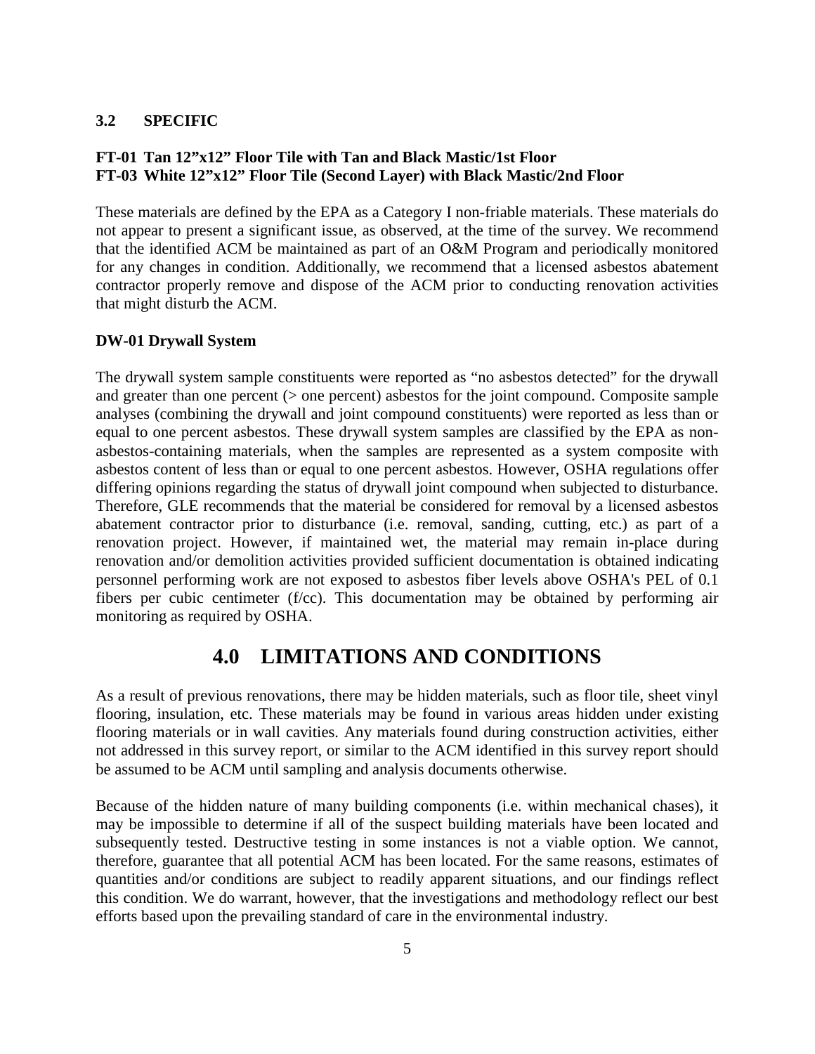### 3.2 SPECIFIC

**FT-01 Tan 12”x12” Floor Tile with Tan and Black Mastic/1st Floor**
**FT-03 White 12”x12” Floor Tile (Second Layer) with Black Mastic/2nd Floor**

These materials are defined by the EPA as a Category I non-friable materials. These materials do not appear to present a significant issue, as observed, at the time of the survey. We recommend that the identified ACM be maintained as part of an O&M Program and periodically monitored for any changes in condition. Additionally, we recommend that a licensed asbestos abatement contractor properly remove and dispose of the ACM prior to conducting renovation activities that might disturb the ACM.

**DW-01 Drywall System**

The drywall system sample constituents were reported as “no asbestos detected” for the drywall and greater than one percent (> one percent) asbestos for the joint compound. Composite sample analyses (combining the drywall and joint compound constituents) were reported as less than or equal to one percent asbestos. These drywall system samples are classified by the EPA as non-asbestos-containing materials, when the samples are represented as a system composite with asbestos content of less than or equal to one percent asbestos. However, OSHA regulations offer differing opinions regarding the status of drywall joint compound when subjected to disturbance. Therefore, GLE recommends that the material be considered for removal by a licensed asbestos abatement contractor prior to disturbance (i.e. removal, sanding, cutting, etc.) as part of a renovation project. However, if maintained wet, the material may remain in-place during renovation and/or demolition activities provided sufficient documentation is obtained indicating personnel performing work are not exposed to asbestos fiber levels above OSHA's PEL of 0.1 fibers per cubic centimeter (f/cc). This documentation may be obtained by performing air monitoring as required by OSHA.

## 4.0 LIMITATIONS AND CONDITIONS

As a result of previous renovations, there may be hidden materials, such as floor tile, sheet vinyl flooring, insulation, etc. These materials may be found in various areas hidden under existing flooring materials or in wall cavities. Any materials found during construction activities, either not addressed in this survey report, or similar to the ACM identified in this survey report should be assumed to be ACM until sampling and analysis documents otherwise.

Because of the hidden nature of many building components (i.e. within mechanical chases), it may be impossible to determine if all of the suspect building materials have been located and subsequently tested. Destructive testing in some instances is not a viable option. We cannot, therefore, guarantee that all potential ACM has been located. For the same reasons, estimates of quantities and/or conditions are subject to readily apparent situations, and our findings reflect this condition. We do warrant, however, that the investigations and methodology reflect our best efforts based upon the prevailing standard of care in the environmental industry.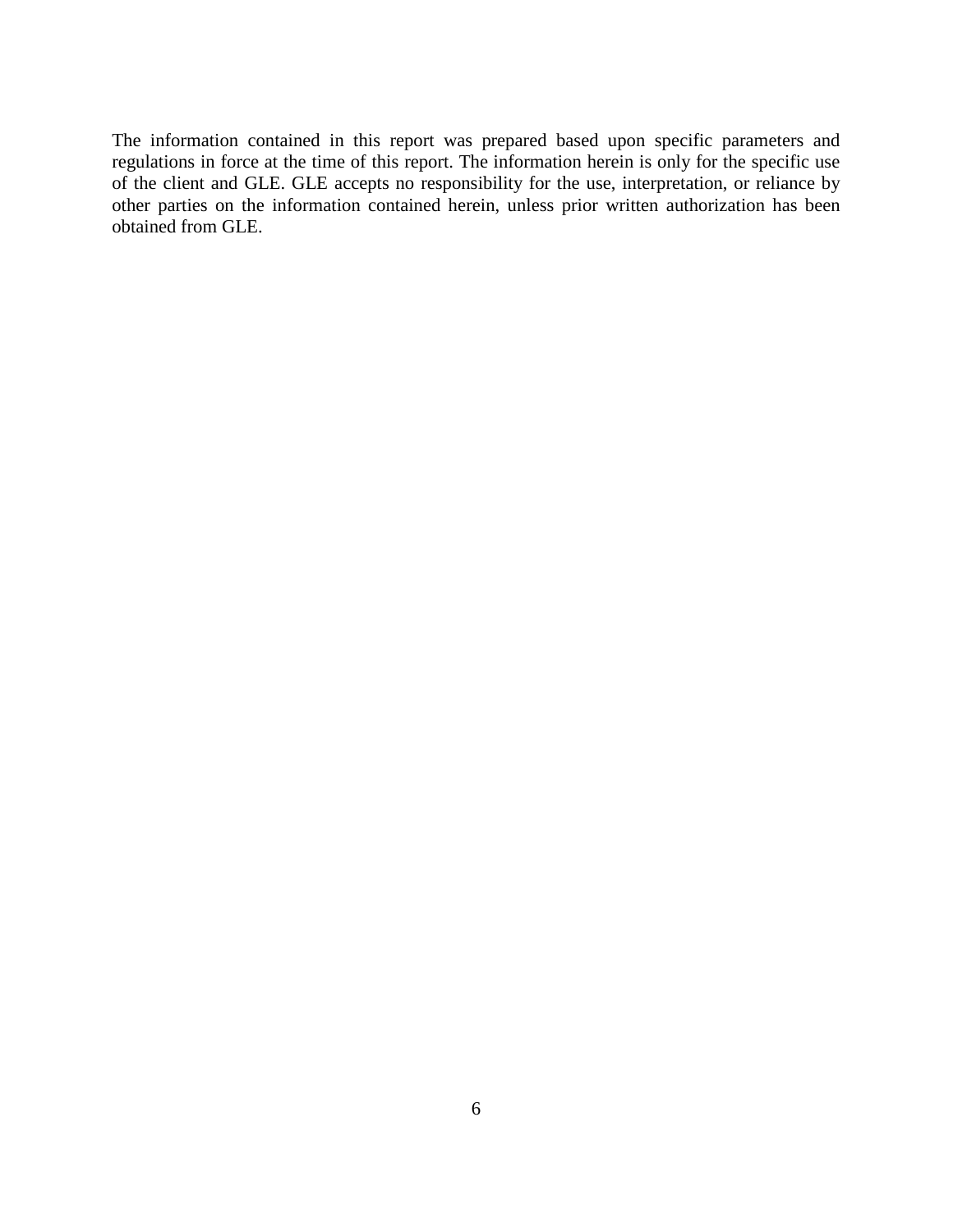The information contained in this report was prepared based upon specific parameters and regulations in force at the time of this report. The information herein is only for the specific use of the client and GLE. GLE accepts no responsibility for the use, interpretation, or reliance by other parties on the information contained herein, unless prior written authorization has been obtained from GLE.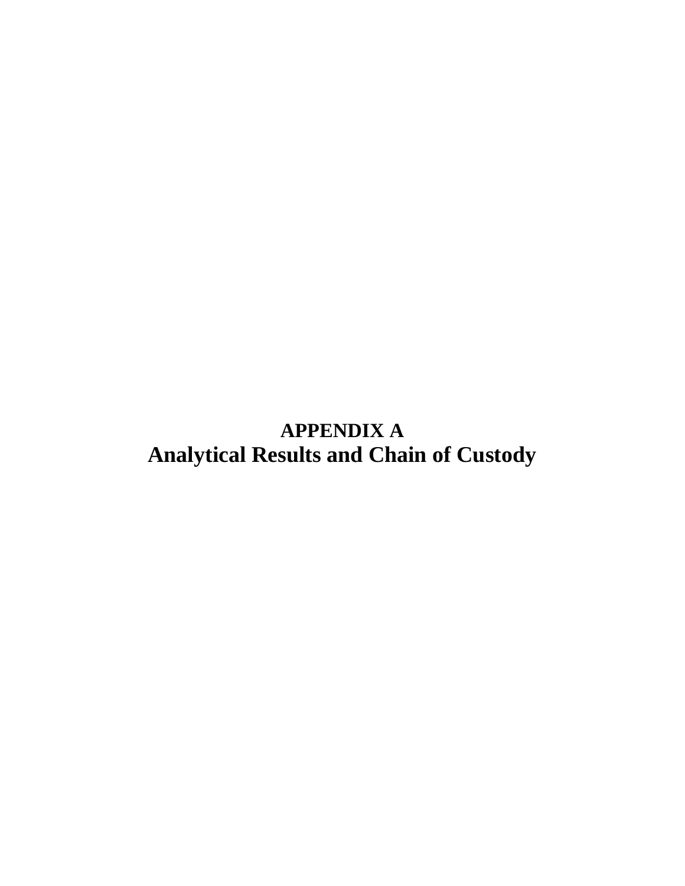# APPENDIX A
# Analytical Results and Chain of Custody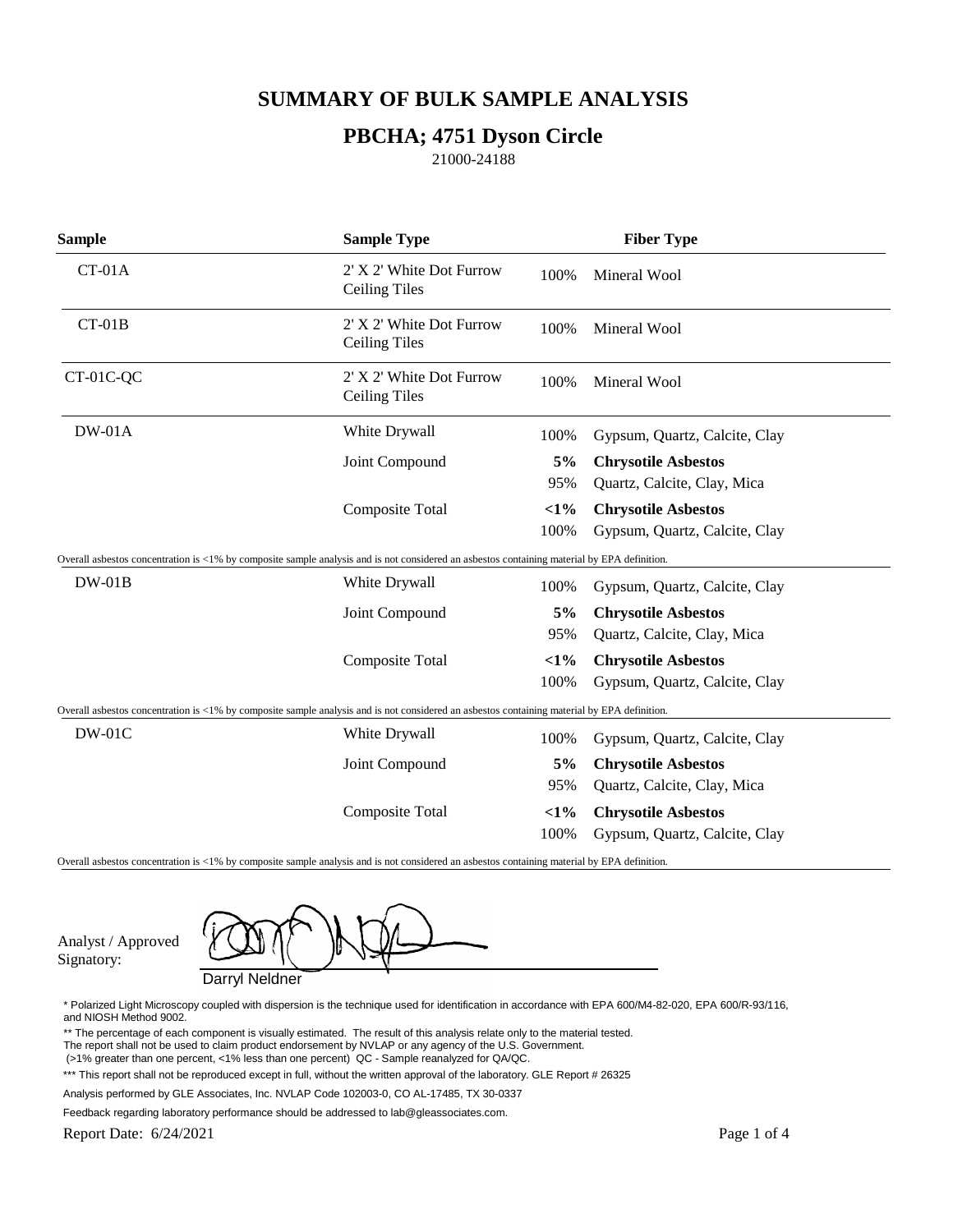# SUMMARY OF BULK SAMPLE ANALYSIS

## PBCHA; 4751 Dyson Circle

21000-24188

| Sample | Sample Type | | Fiber Type |
|---|---|---|---|
| CT-01A | 2' X 2' White Dot Furrow Ceiling Tiles | 100% | Mineral Wool |
| CT-01B | 2' X 2' White Dot Furrow Ceiling Tiles | 100% | Mineral Wool |
| CT-01C-QC | 2' X 2' White Dot Furrow Ceiling Tiles | 100% | Mineral Wool |
| DW-01A | White Drywall | 100% | Gypsum, Quartz, Calcite, Clay |
| | Joint Compound | **5%** | **Chrysotile Asbestos** |
| | | 95% | Quartz, Calcite, Clay, Mica |
| | Composite Total | **<1%** | **Chrysotile Asbestos** |
| | | 100% | Gypsum, Quartz, Calcite, Clay |
| Overall asbestos concentration is <1% by composite sample analysis and is not considered an asbestos containing material by EPA definition. | | | |
| DW-01B | White Drywall | 100% | Gypsum, Quartz, Calcite, Clay |
| | Joint Compound | **5%** | **Chrysotile Asbestos** |
| | | 95% | Quartz, Calcite, Clay, Mica |
| | Composite Total | **<1%** | **Chrysotile Asbestos** |
| | | 100% | Gypsum, Quartz, Calcite, Clay |
| Overall asbestos concentration is <1% by composite sample analysis and is not considered an asbestos containing material by EPA definition. | | | |
| DW-01C | White Drywall | 100% | Gypsum, Quartz, Calcite, Clay |
| | Joint Compound | **5%** | **Chrysotile Asbestos** |
| | | 95% | Quartz, Calcite, Clay, Mica |
| | Composite Total | **<1%** | **Chrysotile Asbestos** |
| | | 100% | Gypsum, Quartz, Calcite, Clay |
| Overall asbestos concentration is <1% by composite sample analysis and is not considered an asbestos containing material by EPA definition. | | | |

Analyst / Approved Signatory:

Darryl Neldner

\* Polarized Light Microscopy coupled with dispersion is the technique used for identification in accordance with EPA 600/M4-82-020, EPA 600/R-93/116, and NIOSH Method 9002.

\*\* The percentage of each component is visually estimated. The result of this analysis relate only to the material tested. The report shall not be used to claim product endorsement by NVLAP or any agency of the U.S. Government. (>1% greater than one percent, <1% less than one percent) QC - Sample reanalyzed for QA/QC.

\*\*\* This report shall not be reproduced except in full, without the written approval of the laboratory. GLE Report # 26325

Analysis performed by GLE Associates, Inc. NVLAP Code 102003-0, CO AL-17485, TX 30-0337

Feedback regarding laboratory performance should be addressed to lab@gleassociates.com.

Report Date: 6/24/2021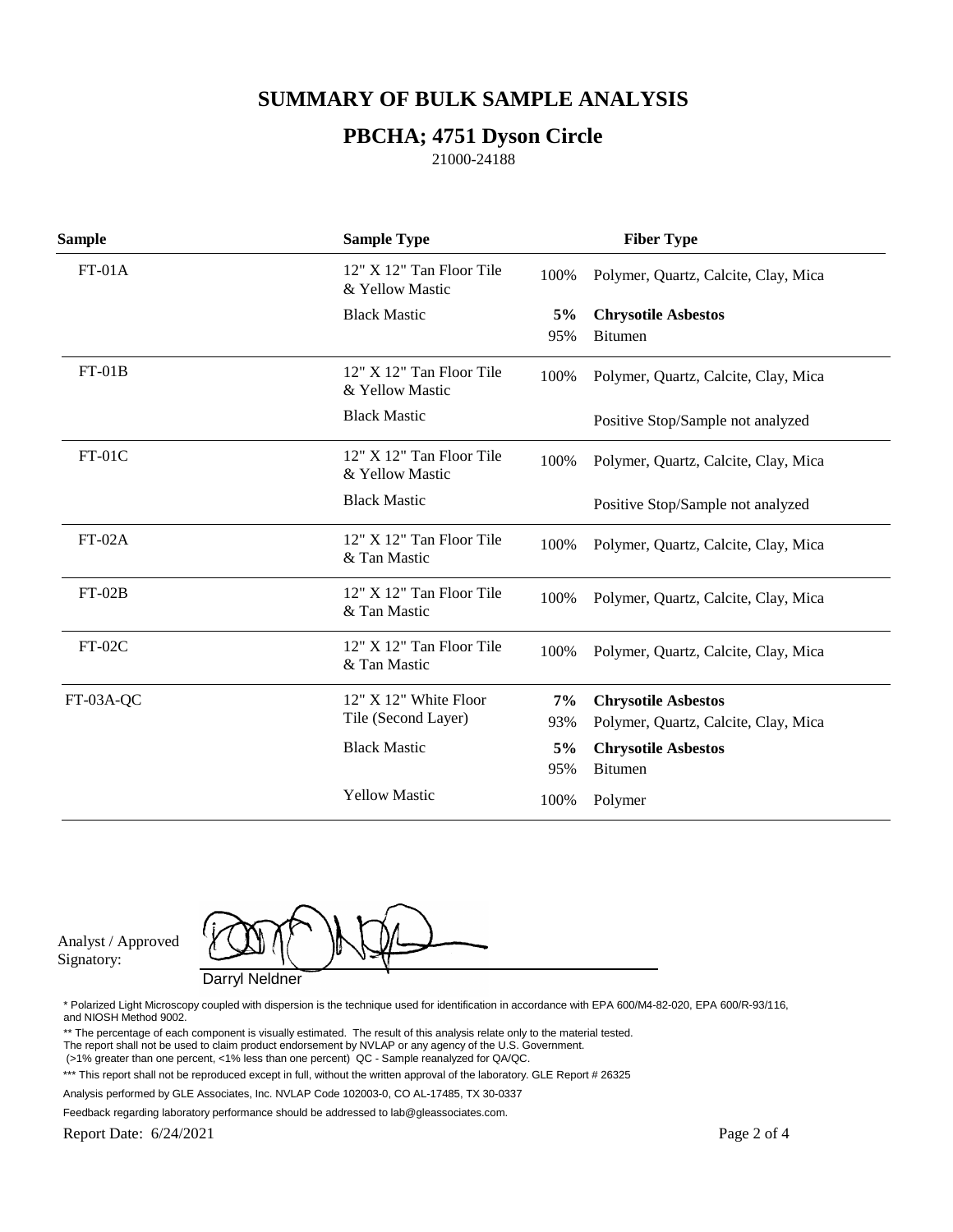# SUMMARY OF BULK SAMPLE ANALYSIS

## PBCHA; 4751 Dyson Circle

21000-24188

| Sample | Sample Type | | Fiber Type |
|---|---|---|---|
| FT-01A | 12" X 12" Tan Floor Tile & Yellow Mastic | 100% | Polymer, Quartz, Calcite, Clay, Mica |
| | Black Mastic | **5%** | **Chrysotile Asbestos** |
| | | 95% | Bitumen |
| FT-01B | 12" X 12" Tan Floor Tile & Yellow Mastic | 100% | Polymer, Quartz, Calcite, Clay, Mica |
| | Black Mastic | | Positive Stop/Sample not analyzed |
| FT-01C | 12" X 12" Tan Floor Tile & Yellow Mastic | 100% | Polymer, Quartz, Calcite, Clay, Mica |
| | Black Mastic | | Positive Stop/Sample not analyzed |
| FT-02A | 12" X 12" Tan Floor Tile & Tan Mastic | 100% | Polymer, Quartz, Calcite, Clay, Mica |
| FT-02B | 12" X 12" Tan Floor Tile & Tan Mastic | 100% | Polymer, Quartz, Calcite, Clay, Mica |
| FT-02C | 12" X 12" Tan Floor Tile & Tan Mastic | 100% | Polymer, Quartz, Calcite, Clay, Mica |
| FT-03A-QC | 12" X 12" White Floor Tile (Second Layer) | **7%** | **Chrysotile Asbestos** |
| | | 93% | Polymer, Quartz, Calcite, Clay, Mica |
| | Black Mastic | **5%** | **Chrysotile Asbestos** |
| | | 95% | Bitumen |
| | Yellow Mastic | 100% | Polymer |

Analyst / Approved Signatory: Darryl Neldner

\* Polarized Light Microscopy coupled with dispersion is the technique used for identification in accordance with EPA 600/M4-82-020, EPA 600/R-93/116, and NIOSH Method 9002.

\*\* The percentage of each component is visually estimated. The result of this analysis relate only to the material tested. The report shall not be used to claim product endorsement by NVLAP or any agency of the U.S. Government. (>1% greater than one percent, <1% less than one percent) QC - Sample reanalyzed for QA/QC.

\*\*\* This report shall not be reproduced except in full, without the written approval of the laboratory. GLE Report # 26325

Analysis performed by GLE Associates, Inc. NVLAP Code 102003-0, CO AL-17485, TX 30-0337

Feedback regarding laboratory performance should be addressed to lab@gleassociates.com.

Report Date: 6/24/2021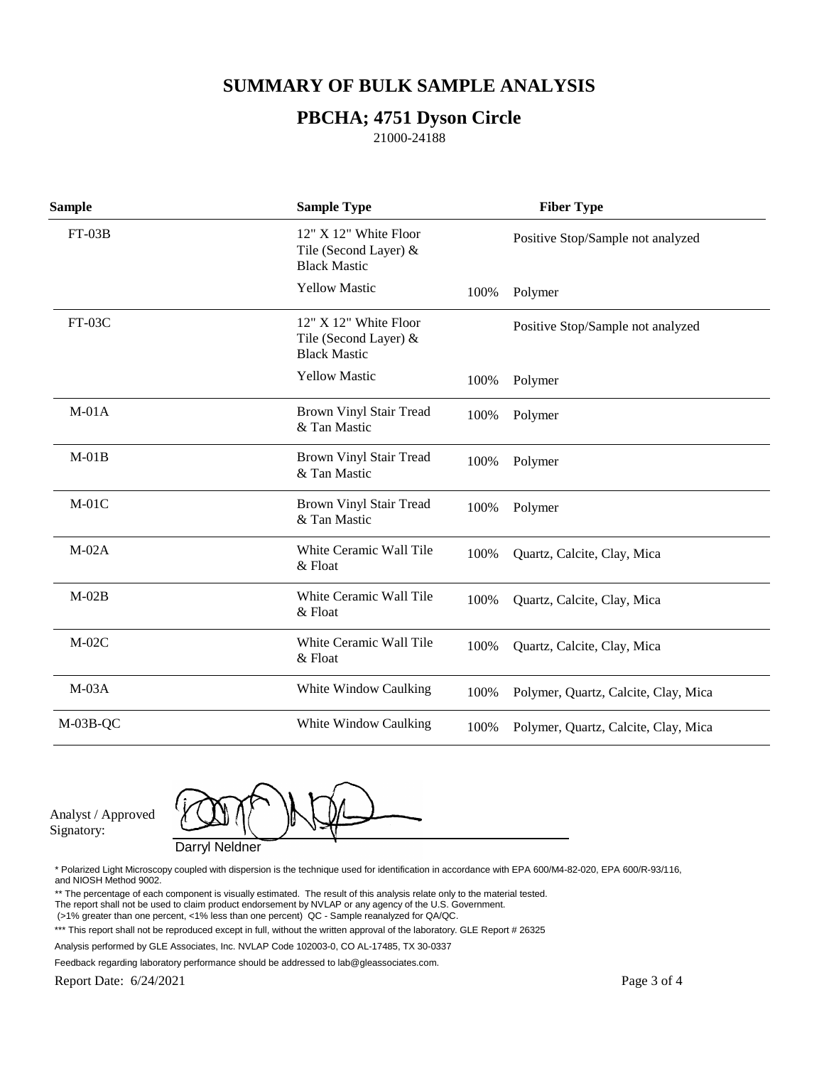# SUMMARY OF BULK SAMPLE ANALYSIS

## PBCHA; 4751 Dyson Circle

21000-24188

| Sample | Sample Type | | Fiber Type |
|---|---|---|---|
| FT-03B | 12" X 12" White Floor Tile (Second Layer) & Black Mastic | | Positive Stop/Sample not analyzed |
| | Yellow Mastic | 100% | Polymer |
| FT-03C | 12" X 12" White Floor Tile (Second Layer) & Black Mastic | | Positive Stop/Sample not analyzed |
| | Yellow Mastic | 100% | Polymer |
| M-01A | Brown Vinyl Stair Tread & Tan Mastic | 100% | Polymer |
| M-01B | Brown Vinyl Stair Tread & Tan Mastic | 100% | Polymer |
| M-01C | Brown Vinyl Stair Tread & Tan Mastic | 100% | Polymer |
| M-02A | White Ceramic Wall Tile & Float | 100% | Quartz, Calcite, Clay, Mica |
| M-02B | White Ceramic Wall Tile & Float | 100% | Quartz, Calcite, Clay, Mica |
| M-02C | White Ceramic Wall Tile & Float | 100% | Quartz, Calcite, Clay, Mica |
| M-03A | White Window Caulking | 100% | Polymer, Quartz, Calcite, Clay, Mica |
| M-03B-QC | White Window Caulking | 100% | Polymer, Quartz, Calcite, Clay, Mica |

Analyst / Approved Signatory: Darryl Neldner

\* Polarized Light Microscopy coupled with dispersion is the technique used for identification in accordance with EPA 600/M4-82-020, EPA 600/R-93/116, and NIOSH Method 9002.

\*\* The percentage of each component is visually estimated. The result of this analysis relate only to the material tested. The report shall not be used to claim product endorsement by NVLAP or any agency of the U.S. Government. (>1% greater than one percent, <1% less than one percent) QC - Sample reanalyzed for QA/QC.

\*\*\* This report shall not be reproduced except in full, without the written approval of the laboratory. GLE Report # 26325

Analysis performed by GLE Associates, Inc. NVLAP Code 102003-0, CO AL-17485, TX 30-0337

Feedback regarding laboratory performance should be addressed to lab@gleassociates.com.

Report Date: 6/24/2021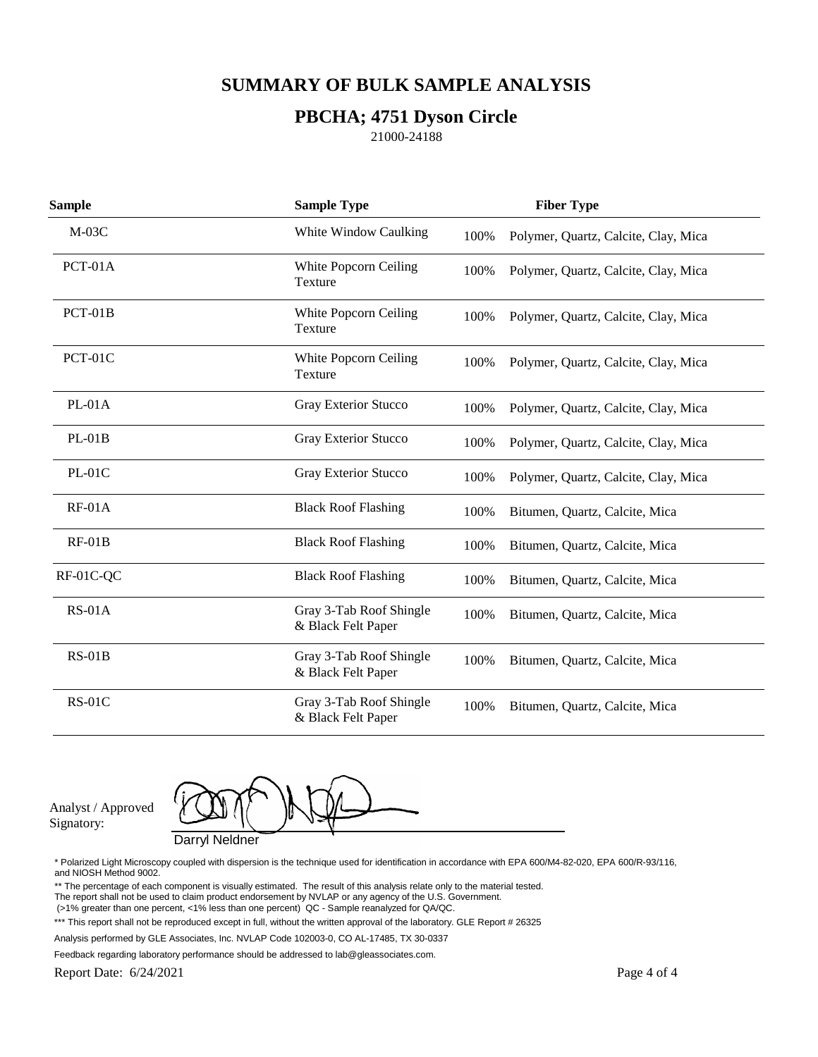# SUMMARY OF BULK SAMPLE ANALYSIS

## PBCHA; 4751 Dyson Circle

21000-24188

| Sample | Sample Type | Fiber Type | |
|---|---|---|---|
| M-03C | White Window Caulking | 100% | Polymer, Quartz, Calcite, Clay, Mica |
| PCT-01A | White Popcorn Ceiling Texture | 100% | Polymer, Quartz, Calcite, Clay, Mica |
| PCT-01B | White Popcorn Ceiling Texture | 100% | Polymer, Quartz, Calcite, Clay, Mica |
| PCT-01C | White Popcorn Ceiling Texture | 100% | Polymer, Quartz, Calcite, Clay, Mica |
| PL-01A | Gray Exterior Stucco | 100% | Polymer, Quartz, Calcite, Clay, Mica |
| PL-01B | Gray Exterior Stucco | 100% | Polymer, Quartz, Calcite, Clay, Mica |
| PL-01C | Gray Exterior Stucco | 100% | Polymer, Quartz, Calcite, Clay, Mica |
| RF-01A | Black Roof Flashing | 100% | Bitumen, Quartz, Calcite, Mica |
| RF-01B | Black Roof Flashing | 100% | Bitumen, Quartz, Calcite, Mica |
| RF-01C-QC | Black Roof Flashing | 100% | Bitumen, Quartz, Calcite, Mica |
| RS-01A | Gray 3-Tab Roof Shingle & Black Felt Paper | 100% | Bitumen, Quartz, Calcite, Mica |
| RS-01B | Gray 3-Tab Roof Shingle & Black Felt Paper | 100% | Bitumen, Quartz, Calcite, Mica |
| RS-01C | Gray 3-Tab Roof Shingle & Black Felt Paper | 100% | Bitumen, Quartz, Calcite, Mica |

Analyst / Approved Signatory:

Darryl Neldner

\* Polarized Light Microscopy coupled with dispersion is the technique used for identification in accordance with EPA 600/M4-82-020, EPA 600/R-93/116, and NIOSH Method 9002.

\*\* The percentage of each component is visually estimated. The result of this analysis relate only to the material tested. The report shall not be used to claim product endorsement by NVLAP or any agency of the U.S. Government. (>1% greater than one percent, <1% less than one percent) QC - Sample reanalyzed for QA/QC.

\*\*\* This report shall not be reproduced except in full, without the written approval of the laboratory. GLE Report # 26325

Analysis performed by GLE Associates, Inc. NVLAP Code 102003-0, CO AL-17485, TX 30-0337

Feedback regarding laboratory performance should be addressed to lab@gleassociates.com.

Report Date: 6/24/2021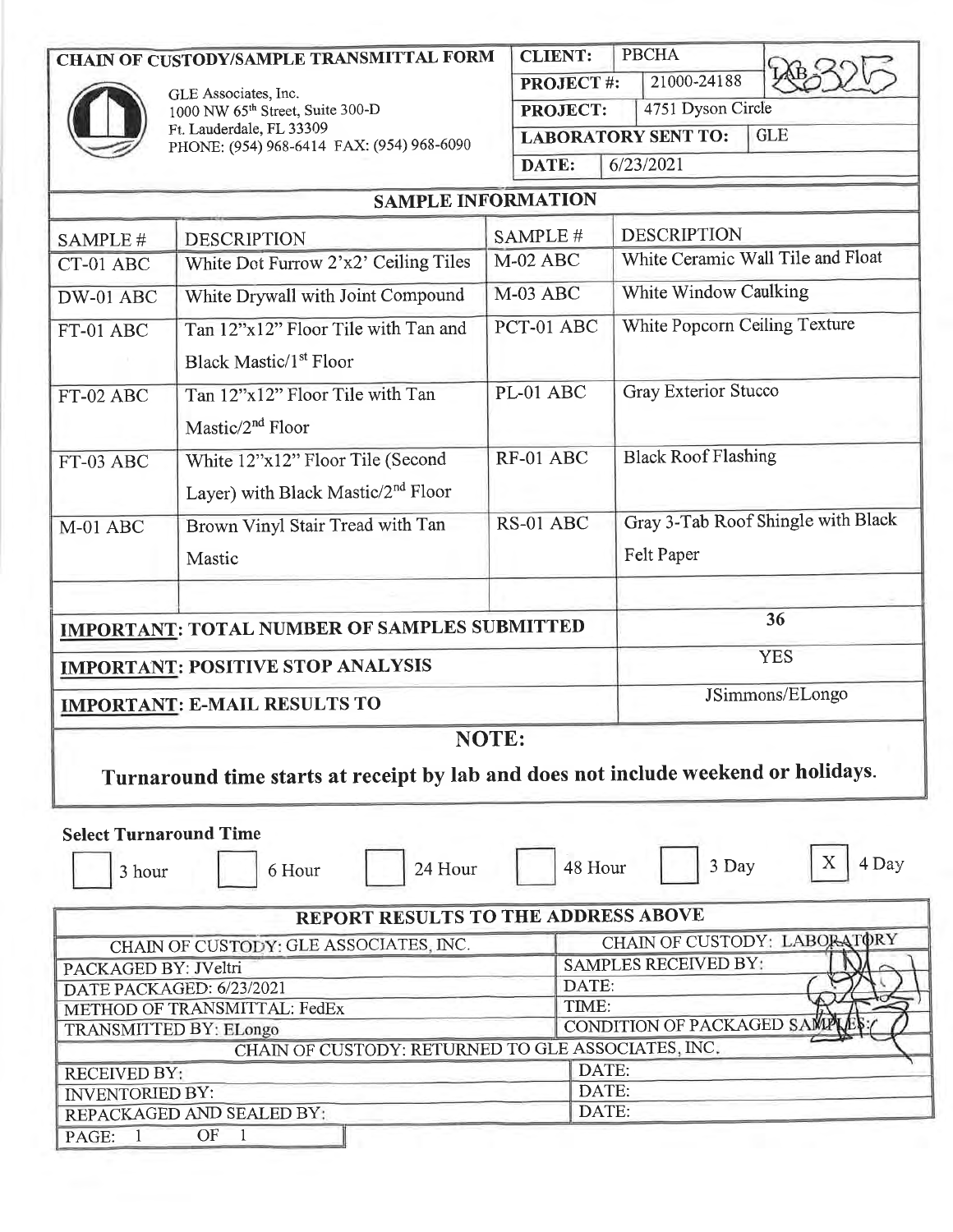## CHAIN OF CUSTODY/SAMPLE TRANSMITTAL FORM

GLE Associates, Inc.
1000 NW 65th Street, Suite 300-D
Ft. Lauderdale, FL 33309
PHONE: (954) 968-6414 FAX: (954) 968-6090

| | |
|---|---|
| **CLIENT:** | PBCHA |
| **PROJECT #:** | 21000-24188 |
| **PROJECT:** | 4751 Dyson Circle |
| **LABORATORY SENT TO:** | GLE |
| **DATE:** | 6/23/2021 |

LAB 3215

### SAMPLE INFORMATION

| SAMPLE # | DESCRIPTION | SAMPLE # | DESCRIPTION |
|---|---|---|---|
| CT-01 ABC | White Dot Furrow 2'x2' Ceiling Tiles | M-02 ABC | White Ceramic Wall Tile and Float |
| DW-01 ABC | White Drywall with Joint Compound | M-03 ABC | White Window Caulking |
| FT-01 ABC | Tan 12"x12" Floor Tile with Tan and Black Mastic/1st Floor | PCT-01 ABC | White Popcorn Ceiling Texture |
| FT-02 ABC | Tan 12"x12" Floor Tile with Tan Mastic/2nd Floor | PL-01 ABC | Gray Exterior Stucco |
| FT-03 ABC | White 12"x12" Floor Tile (Second Layer) with Black Mastic/2nd Floor | RF-01 ABC | Black Roof Flashing |
| M-01 ABC | Brown Vinyl Stair Tread with Tan Mastic | RS-01 ABC | Gray 3-Tab Roof Shingle with Black Felt Paper |
| | | | |

| | |
|---|---|
| **IMPORTANT: TOTAL NUMBER OF SAMPLES SUBMITTED** | 36 |
| **IMPORTANT: POSITIVE STOP ANALYSIS** | YES |
| **IMPORTANT: E-MAIL RESULTS TO** | JSimmons/ELongo |

**NOTE:**

**Turnaround time starts at receipt by lab and does not include weekend or holidays.**

**Select Turnaround Time**

☐ 3 hour ☐ 6 Hour ☐ 24 Hour ☐ 48 Hour ☐ 3 Day ☒ 4 Day

### REPORT RESULTS TO THE ADDRESS ABOVE

| CHAIN OF CUSTODY: GLE ASSOCIATES, INC. | CHAIN OF CUSTODY: LABORATORY |
|---|---|
| PACKAGED BY: JVeltri | SAMPLES RECEIVED BY: |
| DATE PACKAGED: 6/23/2021 | DATE: |
| METHOD OF TRANSMITTAL: FedEx | TIME: |
| TRANSMITTED BY: ELongo | CONDITION OF PACKAGED SAMPLES: |

| CHAIN OF CUSTODY: RETURNED TO GLE ASSOCIATES, INC. | |
|---|---|
| RECEIVED BY: | DATE: |
| INVENTORIED BY: | DATE: |
| REPACKAGED AND SEALED BY: | DATE: |

PAGE: 1 OF 1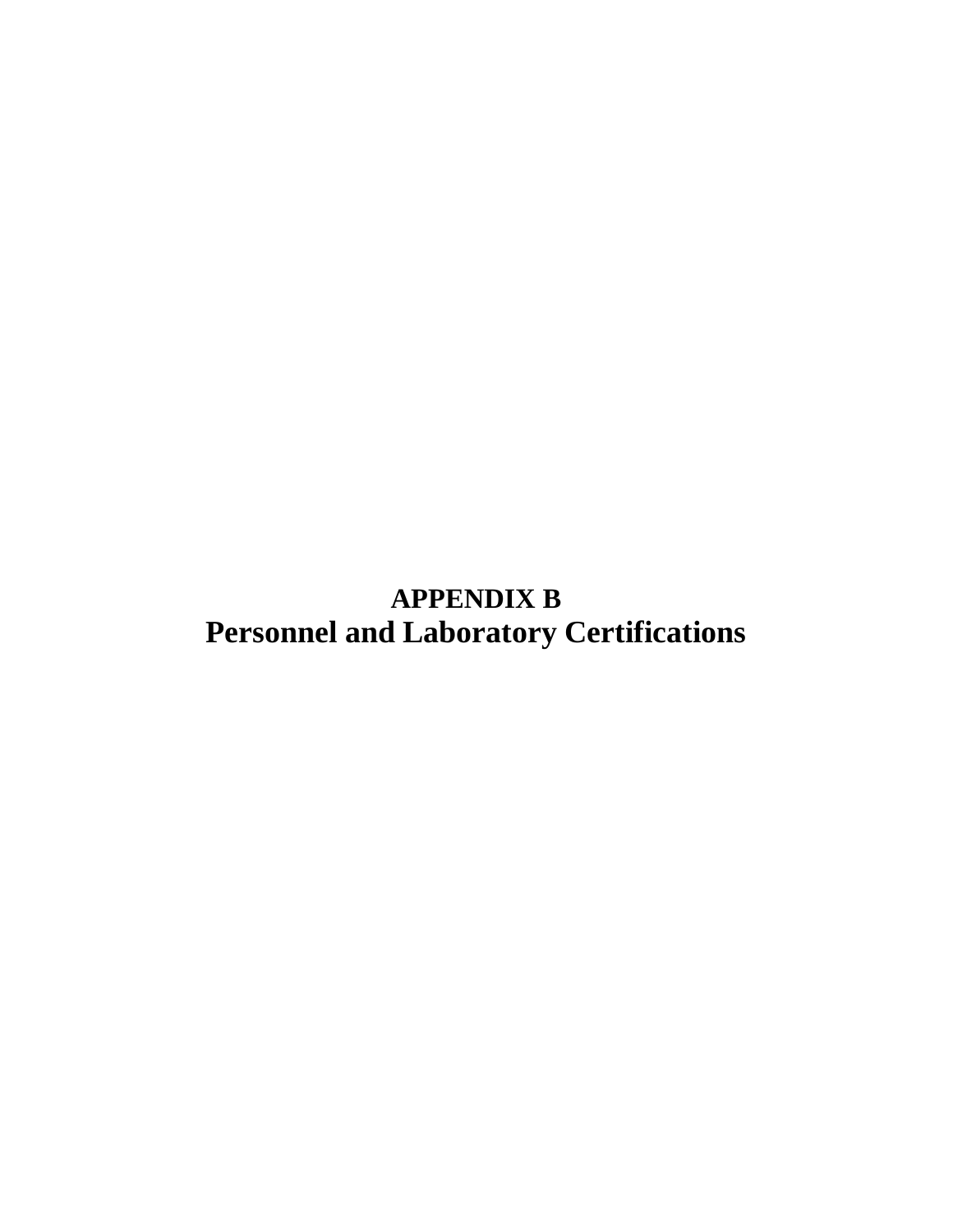# APPENDIX B
# Personnel and Laboratory Certifications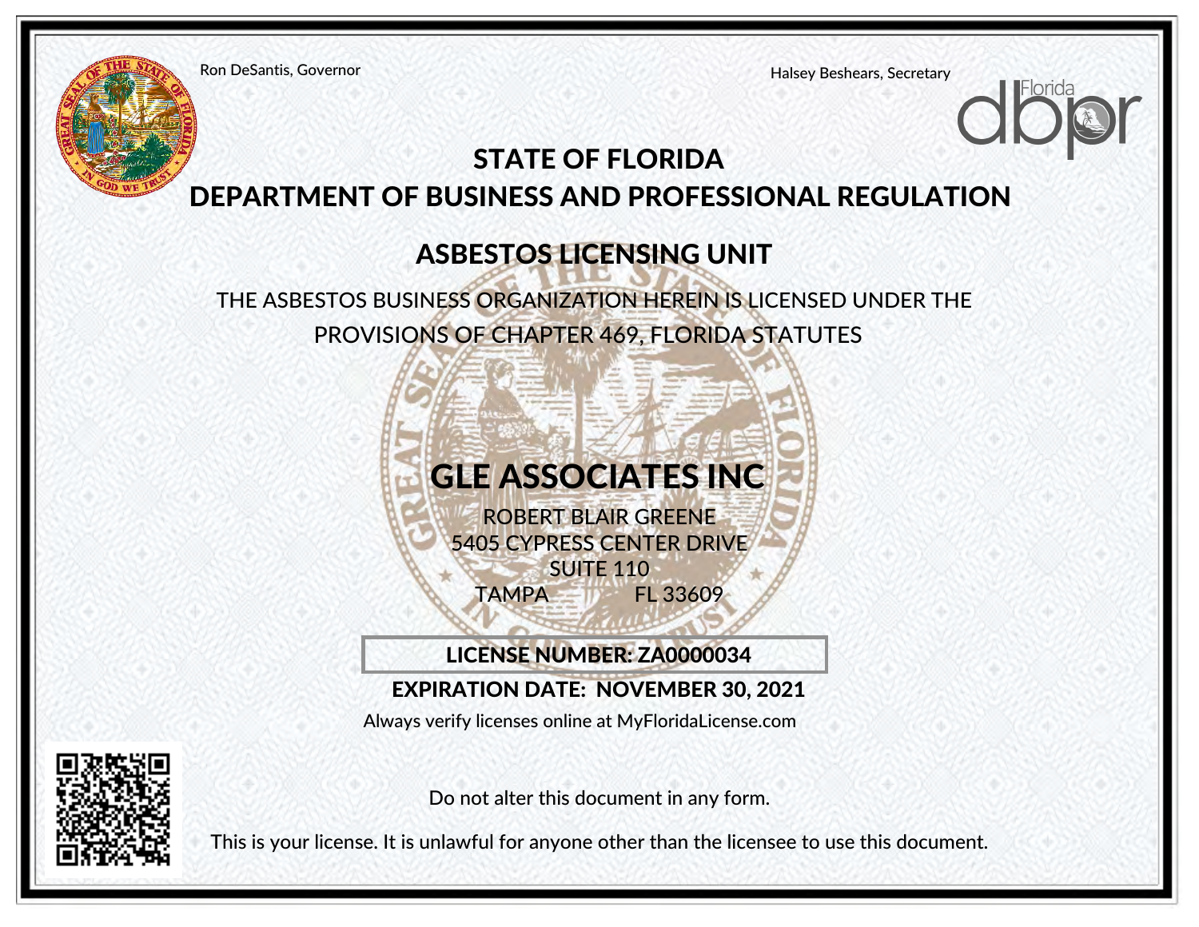Ron DeSantis, Governor

Halsey Beshears, Secretary

# STATE OF FLORIDA
# DEPARTMENT OF BUSINESS AND PROFESSIONAL REGULATION

## ASBESTOS LICENSING UNIT

THE ASBESTOS BUSINESS ORGANIZATION HEREIN IS LICENSED UNDER THE PROVISIONS OF CHAPTER 469, FLORIDA STATUTES

## GLE ASSOCIATES INC

ROBERT BLAIR GREENE
5405 CYPRESS CENTER DRIVE
SUITE 110
TAMPA FL 33609

**LICENSE NUMBER: ZA0000034**

**EXPIRATION DATE: NOVEMBER 30, 2021**

Always verify licenses online at MyFloridaLicense.com

Do not alter this document in any form.

This is your license. It is unlawful for anyone other than the licensee to use this document.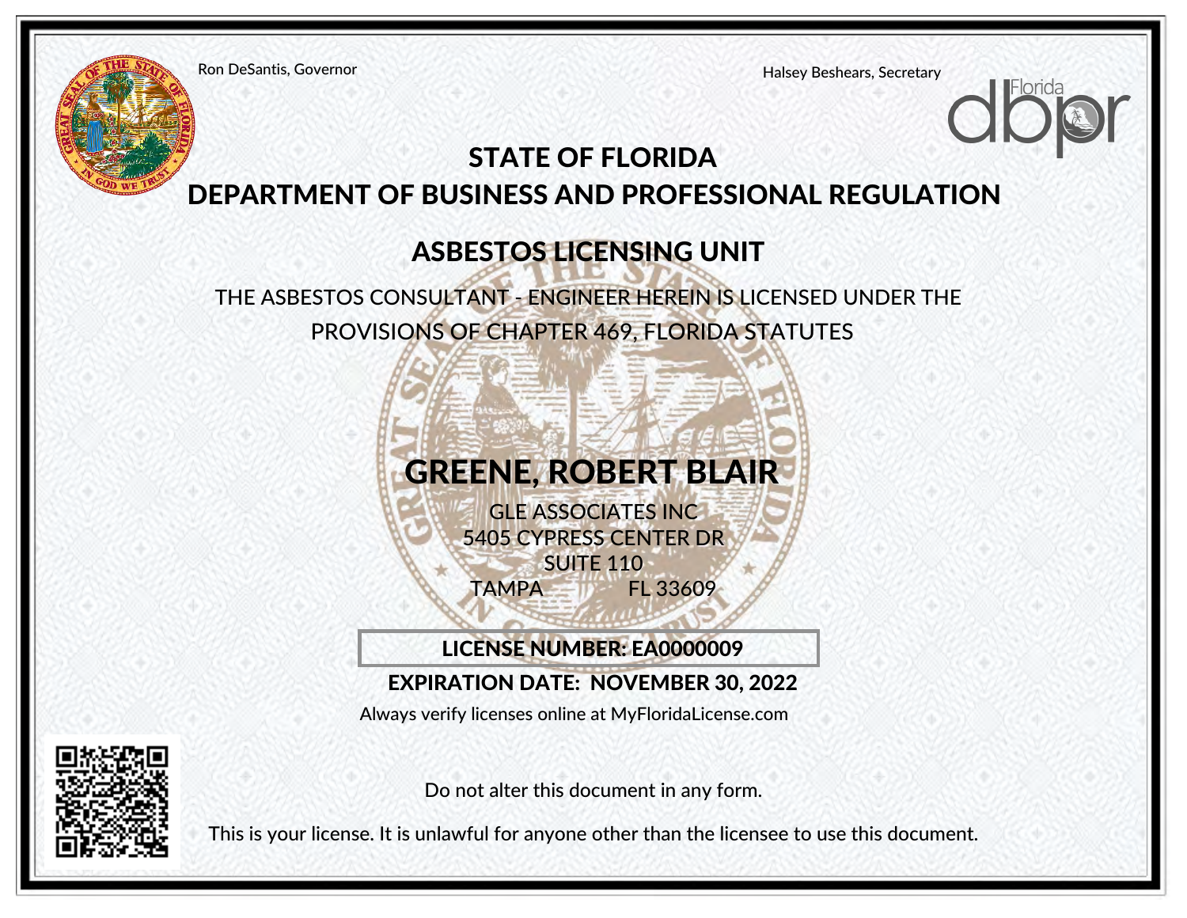Ron DeSantis, Governor

Halsey Beshears, Secretary

# STATE OF FLORIDA
# DEPARTMENT OF BUSINESS AND PROFESSIONAL REGULATION

## ASBESTOS LICENSING UNIT

THE ASBESTOS CONSULTANT - ENGINEER HEREIN IS LICENSED UNDER THE PROVISIONS OF CHAPTER 469, FLORIDA STATUTES

## GREENE, ROBERT BLAIR

GLE ASSOCIATES INC
5405 CYPRESS CENTER DR
SUITE 110
TAMPA FL 33609

**LICENSE NUMBER: EA0000009**

**EXPIRATION DATE: NOVEMBER 30, 2022**

Always verify licenses online at MyFloridaLicense.com

Do not alter this document in any form.

This is your license. It is unlawful for anyone other than the licensee to use this document.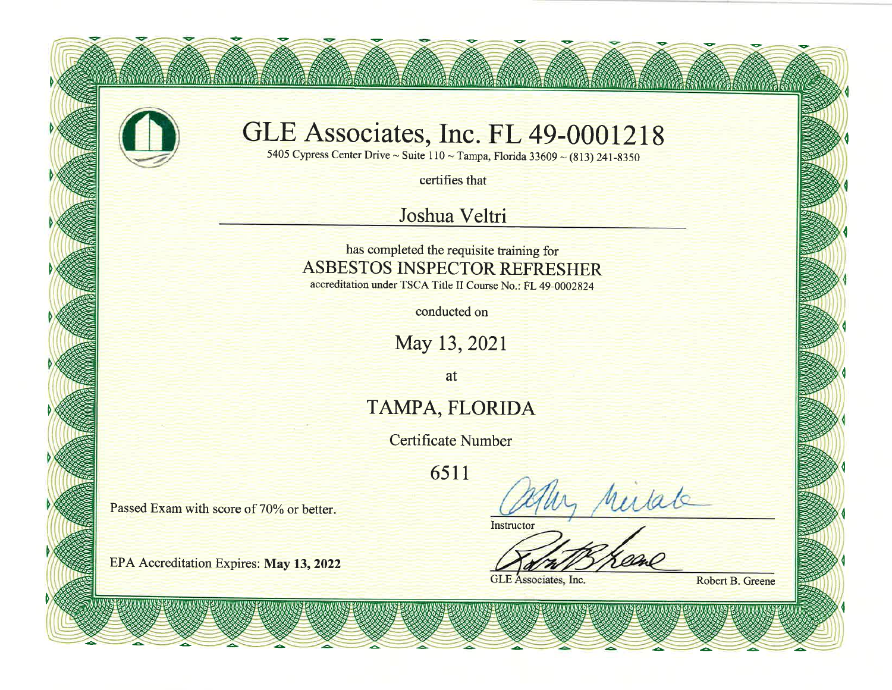# GLE Associates, Inc. FL 49-0001218

5405 Cypress Center Drive ~ Suite 110 ~ Tampa, Florida 33609 ~ (813) 241-8350

certifies that

## Joshua Veltri

has completed the requisite training for

## ASBESTOS INSPECTOR REFRESHER

accreditation under TSCA Title II Course No.: FL 49-0002824

conducted on

## May 13, 2021

at

## TAMPA, FLORIDA

Certificate Number

## 6511

Passed Exam with score of 70% or better.

Instructor

EPA Accreditation Expires: **May 13, 2022**

GLE Associates, Inc. Robert B. Greene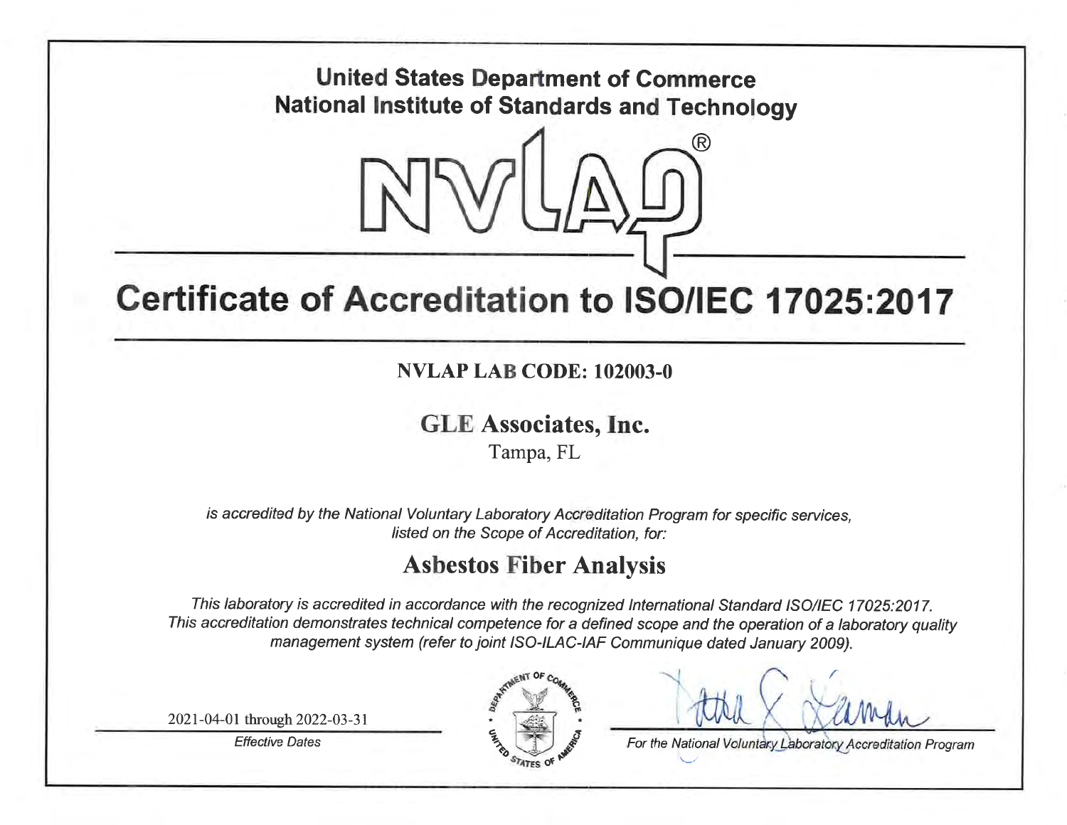**United States Department of Commerce**
**National Institute of Standards and Technology**

NVLAP®

# Certificate of Accreditation to ISO/IEC 17025:2017

**NVLAP LAB CODE: 102003-0**

## GLE Associates, Inc.

Tampa, FL

*is accredited by the National Voluntary Laboratory Accreditation Program for specific services, listed on the Scope of Accreditation, for:*

## Asbestos Fiber Analysis

*This laboratory is accredited in accordance with the recognized International Standard ISO/IEC 17025:2017. This accreditation demonstrates technical competence for a defined scope and the operation of a laboratory quality management system (refer to joint ISO-ILAC-IAF Communique dated January 2009).*

2021-04-01 through 2022-03-31

*Effective Dates*

*For the National Voluntary Laboratory Accreditation Program*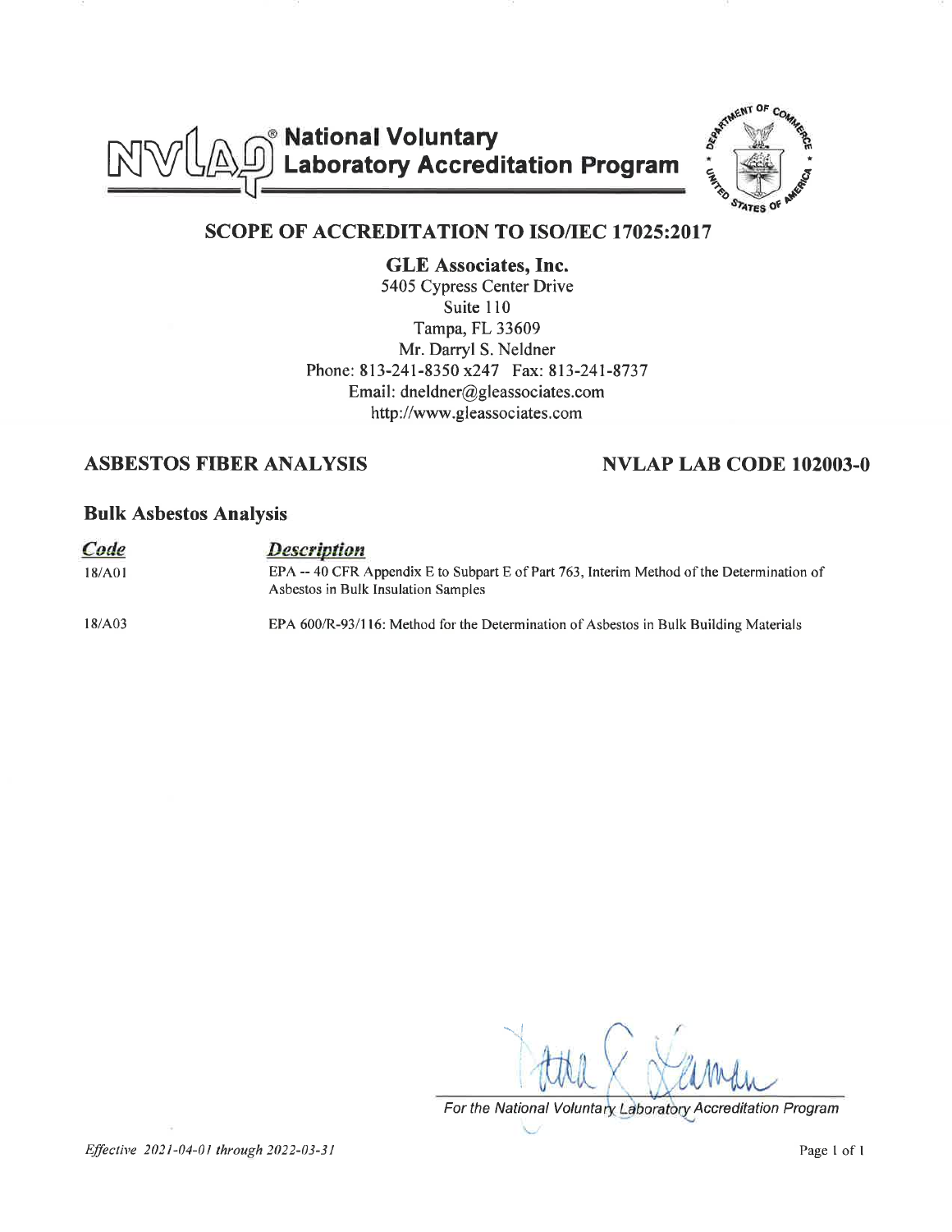**National Voluntary Laboratory Accreditation Program**

# SCOPE OF ACCREDITATION TO ISO/IEC 17025:2017

**GLE Associates, Inc.**
5405 Cypress Center Drive
Suite 110
Tampa, FL 33609
Mr. Darryl S. Neldner
Phone: 813-241-8350 x247 Fax: 813-241-8737
Email: dneldner@gleassociates.com
http://www.gleassociates.com

## ASBESTOS FIBER ANALYSIS

## NVLAP LAB CODE 102003-0

### Bulk Asbestos Analysis

| *Code* | *Description* |
|---|---|
| 18/A01 | EPA -- 40 CFR Appendix E to Subpart E of Part 763, Interim Method of the Determination of Asbestos in Bulk Insulation Samples |
| 18/A03 | EPA 600/R-93/116: Method for the Determination of Asbestos in Bulk Building Materials |

*For the National Voluntary Laboratory Accreditation Program*

*Effective 2021-04-01 through 2022-03-31*